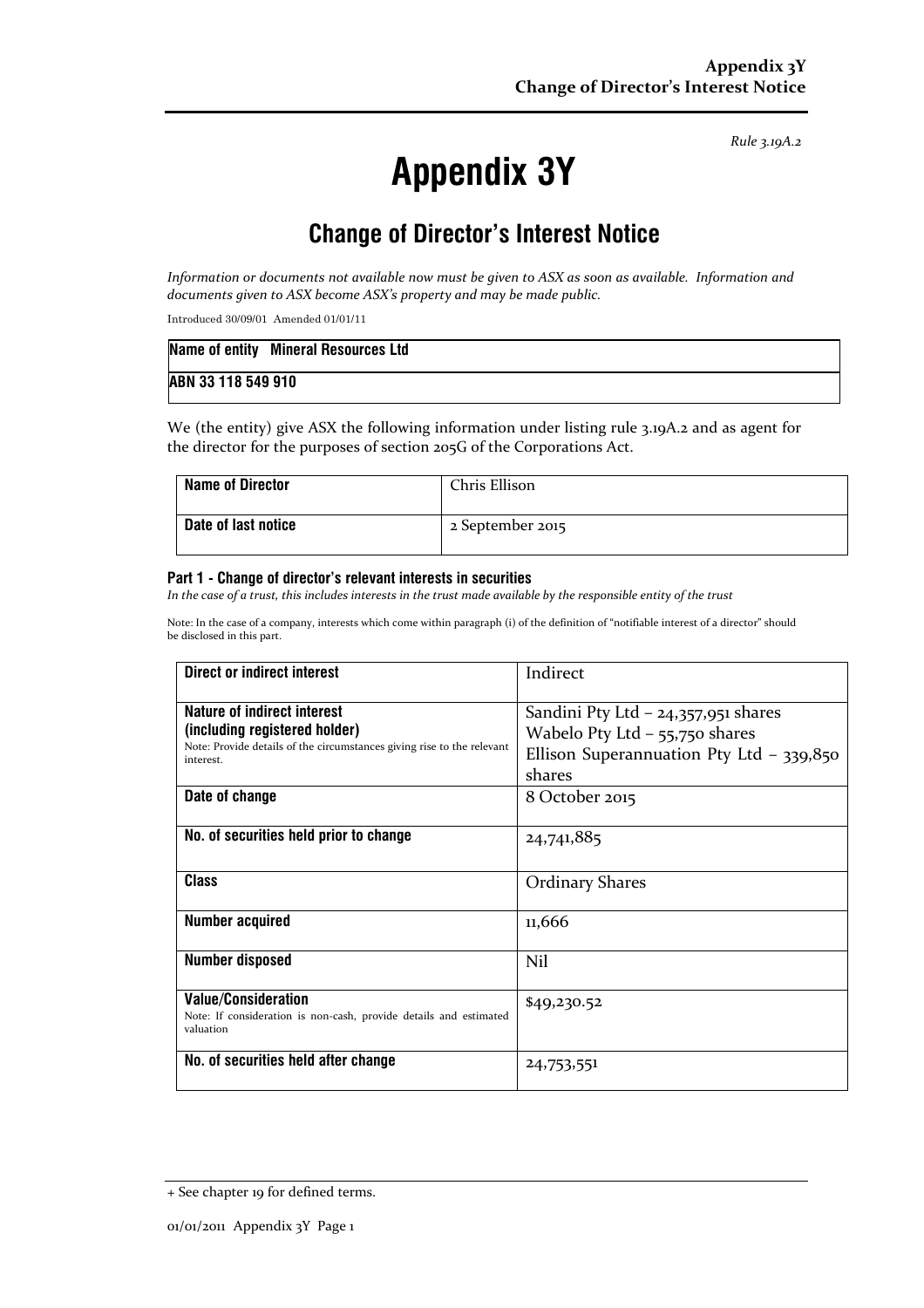*Rule 3.19A.2*

# Appendix 3Y

## Change of Director's Interest Notice

*Information or documents not available now must be given to ASX as soon as available. Information and documents given to ASX become ASX's property and may be made public.*

Introduced 30/09/01 Amended 01/01/11

| **Name of entity** **Mineral Resources Ltd** |
|---|
| **ABN 33 118 549 910** |

We (the entity) give ASX the following information under listing rule 3.19A.2 and as agent for the director for the purposes of section 205G of the Corporations Act.

| **Name of Director** | Chris Ellison |
|---|---|
| **Date of last notice** | 2 September 2015 |

#### Part 1 - Change of director's relevant interests in securities

*In the case of a trust, this includes interests in the trust made available by the responsible entity of the trust*

Note: In the case of a company, interests which come within paragraph (i) of the definition of "notifiable interest of a director" should be disclosed in this part.

| **Direct or indirect interest** | Indirect |
|---|---|
| **Nature of indirect interest (including registered holder)** Note: Provide details of the circumstances giving rise to the relevant interest. | Sandini Pty Ltd – 24,357,951 shares Wabelo Pty Ltd – 55,750 shares Ellison Superannuation Pty Ltd – 339,850 shares |
| **Date of change** | 8 October 2015 |
| **No. of securities held prior to change** | 24,741,885 |
| **Class** | Ordinary Shares |
| **Number acquired** | 11,666 |
| **Number disposed** | Nil |
| **Value/Consideration** Note: If consideration is non-cash, provide details and estimated valuation | $49,230.52 |
| **No. of securities held after change** | 24,753,551 |

+ See chapter 19 for defined terms.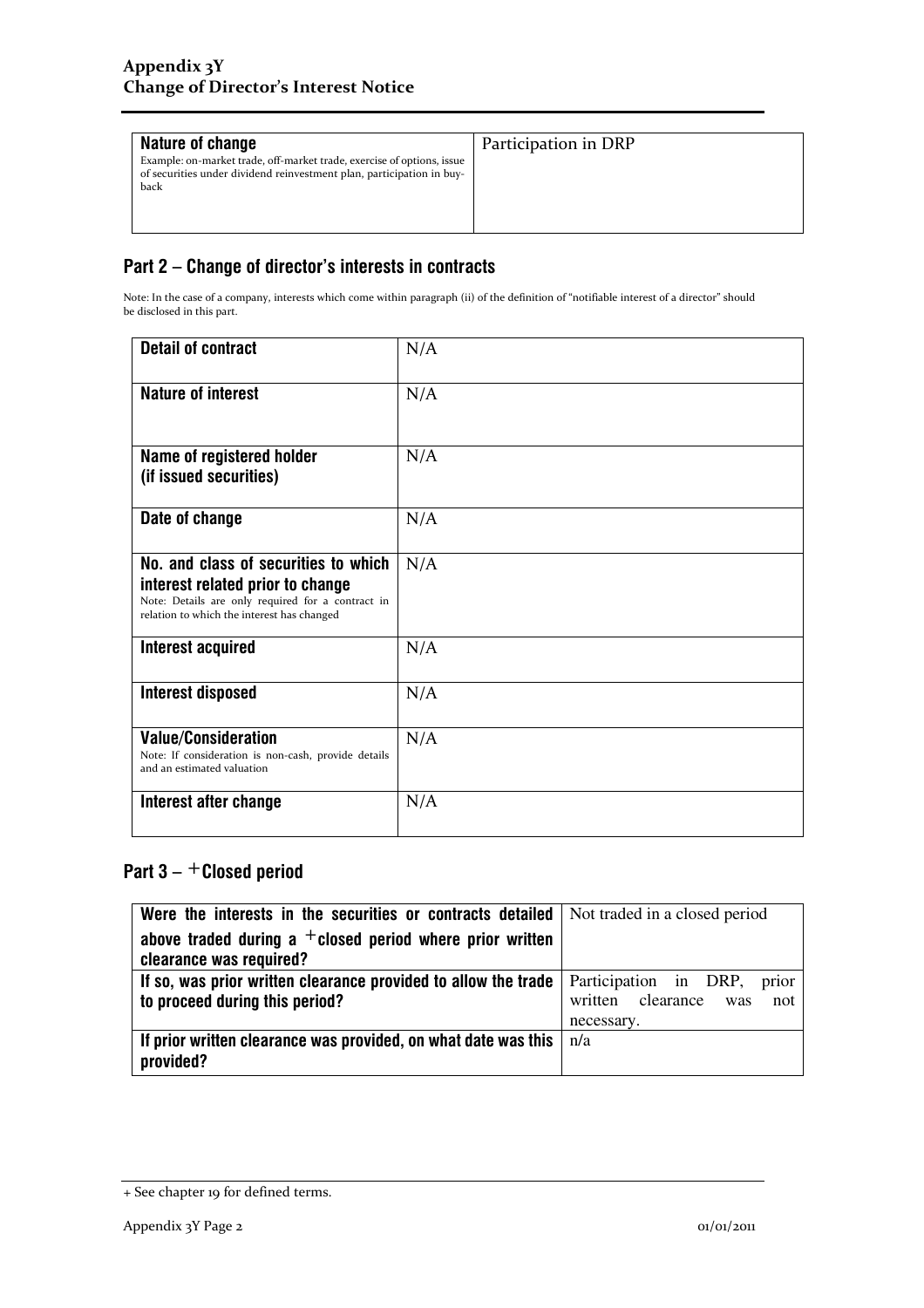| | |
|---|---|
| **Nature of change**<br>Example: on-market trade, off-market trade, exercise of options, issue of securities under dividend reinvestment plan, participation in buy-back | Participation in DRP |

## Part 2 – Change of director's interests in contracts

Note: In the case of a company, interests which come within paragraph (ii) of the definition of "notifiable interest of a director" should be disclosed in this part.

| | |
|---|---|
| **Detail of contract** | N/A |
| **Nature of interest** | N/A |
| **Name of registered holder (if issued securities)** | N/A |
| **Date of change** | N/A |
| **No. and class of securities to which interest related prior to change**<br>Note: Details are only required for a contract in relation to which the interest has changed | N/A |
| **Interest acquired** | N/A |
| **Interest disposed** | N/A |
| **Value/Consideration**<br>Note: If consideration is non-cash, provide details and an estimated valuation | N/A |
| **Interest after change** | N/A |

## Part 3 – +Closed period

| | |
|---|---|
| **Were the interests in the securities or contracts detailed above traded during a +closed period where prior written clearance was required?** | Not traded in a closed period |
| **If so, was prior written clearance provided to allow the trade to proceed during this period?** | Participation in DRP, prior written clearance was not necessary. |
| **If prior written clearance was provided, on what date was this provided?** | n/a |

+ See chapter 19 for defined terms.